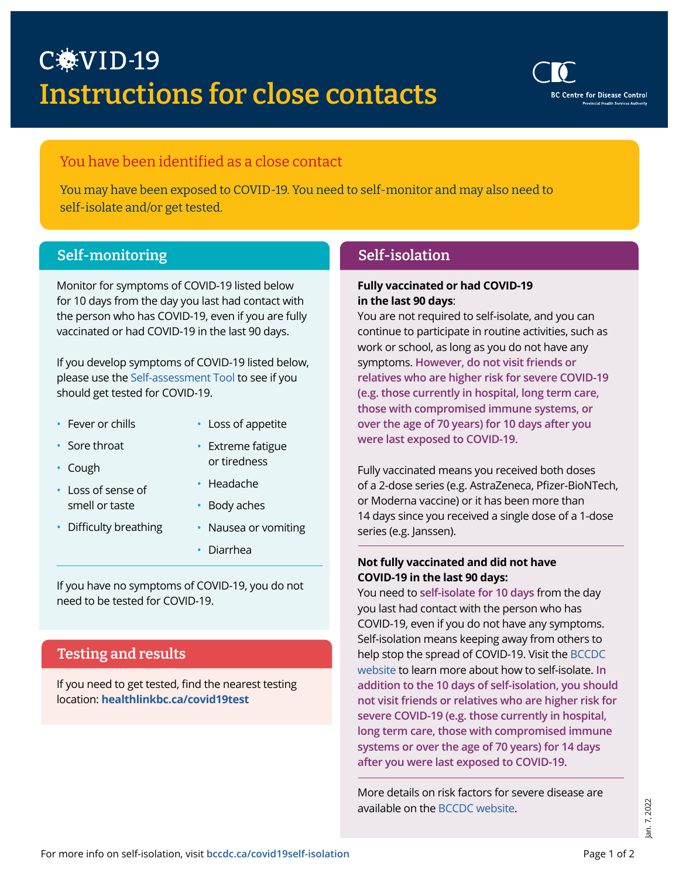# COVID-19

# Instructions for close contacts

BC Centre for Disease Control
Provincial Health Services Authority

## You have been identified as a close contact

You may have been exposed to COVID-19. You need to self-monitor and may also need to self-isolate and/or get tested.

## Self-monitoring

Monitor for symptoms of COVID-19 listed below for 10 days from the day you last had contact with the person who has COVID-19, even if you are fully vaccinated or had COVID-19 in the last 90 days.

If you develop symptoms of COVID-19 listed below, please use the Self-assessment Tool to see if you should get tested for COVID-19.

- Fever or chills
- Sore throat
- Cough
- Loss of sense of smell or taste
- Difficulty breathing
- Loss of appetite
- Extreme fatigue or tiredness
- Headache
- Body aches
- Nausea or vomiting
- Diarrhea

If you have no symptoms of COVID-19, you do not need to be tested for COVID-19.

## Testing and results

If you need to get tested, find the nearest testing location: **healthlinkbc.ca/covid19test**

## Self-isolation

**Fully vaccinated or had COVID-19 in the last 90 days**:
You are not required to self-isolate, and you can continue to participate in routine activities, such as work or school, as long as you do not have any symptoms. **However, do not visit friends or relatives who are higher risk for severe COVID-19 (e.g. those currently in hospital, long term care, those with compromised immune systems, or over the age of 70 years) for 10 days after you were last exposed to COVID-19.**

Fully vaccinated means you received both doses of a 2-dose series (e.g. AstraZeneca, Pfizer-BioNTech, or Moderna vaccine) or it has been more than 14 days since you received a single dose of a 1-dose series (e.g. Janssen).

**Not fully vaccinated and did not have COVID-19 in the last 90 days:**
You need to **self-isolate for 10 days** from the day you last had contact with the person who has COVID-19, even if you do not have any symptoms. Self-isolation means keeping away from others to help stop the spread of COVID-19. Visit the BCCDC website to learn more about how to self-isolate. **In addition to the 10 days of self-isolation, you should not visit friends or relatives who are higher risk for severe COVID-19 (e.g. those currently in hospital, long term care, those with compromised immune systems or over the age of 70 years) for 14 days after you were last exposed to COVID-19.**

More details on risk factors for severe disease are available on the BCCDC website.

Jan. 7, 2022

For more info on self-isolation, visit **bccdc.ca/covid19self-isolation**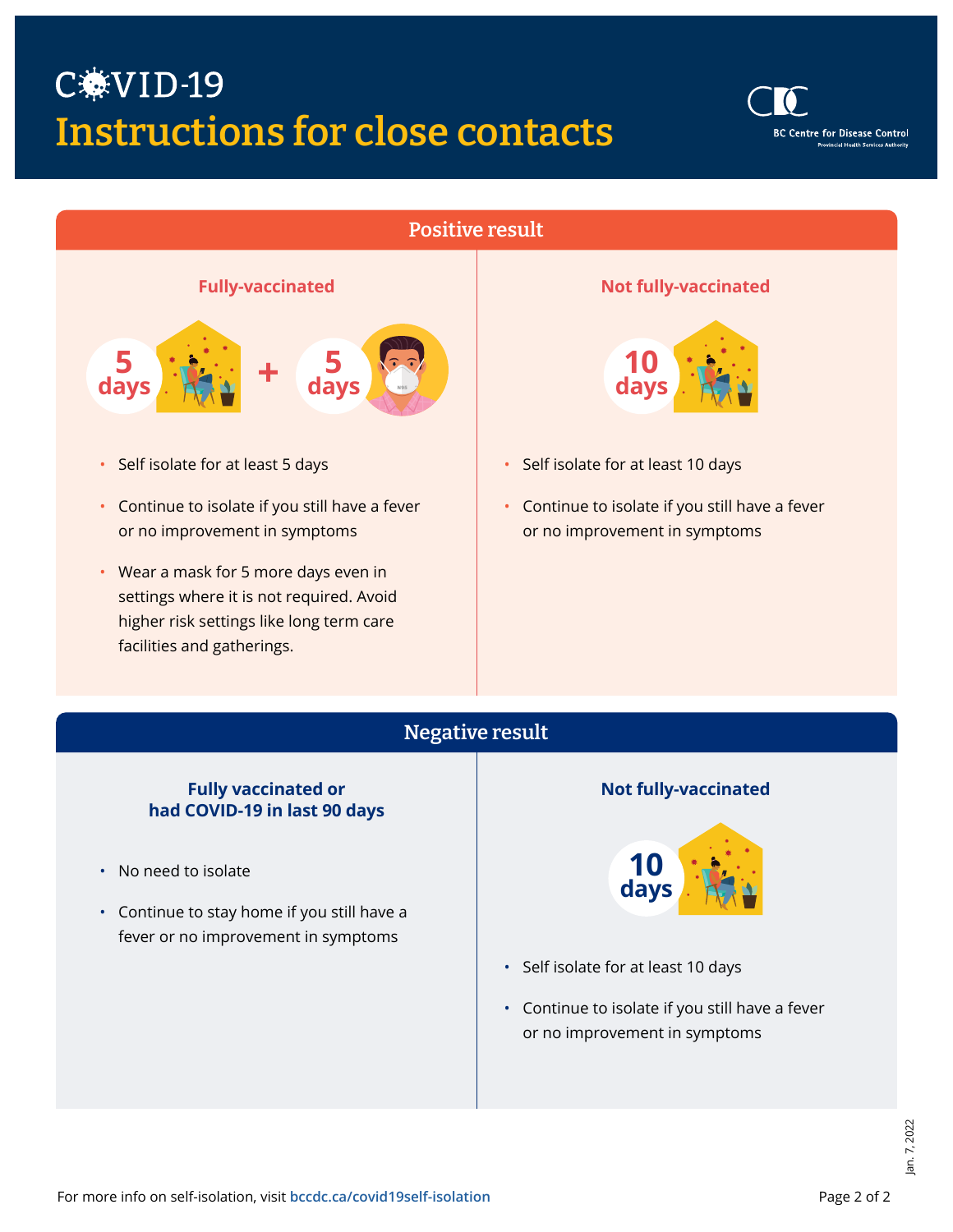# COVID-19

# Instructions for close contacts

BC Centre for Disease Control
Provincial Health Services Authority

## Positive result

### Fully-vaccinated

5 days + 5 days

- Self isolate for at least 5 days
- Continue to isolate if you still have a fever or no improvement in symptoms
- Wear a mask for 5 more days even in settings where it is not required. Avoid higher risk settings like long term care facilities and gatherings.

### Not fully-vaccinated

10 days

- Self isolate for at least 10 days
- Continue to isolate if you still have a fever or no improvement in symptoms

## Negative result

### Fully vaccinated or had COVID-19 in last 90 days

- No need to isolate
- Continue to stay home if you still have a fever or no improvement in symptoms

### Not fully-vaccinated

10 days

- Self isolate for at least 10 days
- Continue to isolate if you still have a fever or no improvement in symptoms

Jan. 7, 2022

For more info on self-isolation, visit bccdc.ca/covid19self-isolation